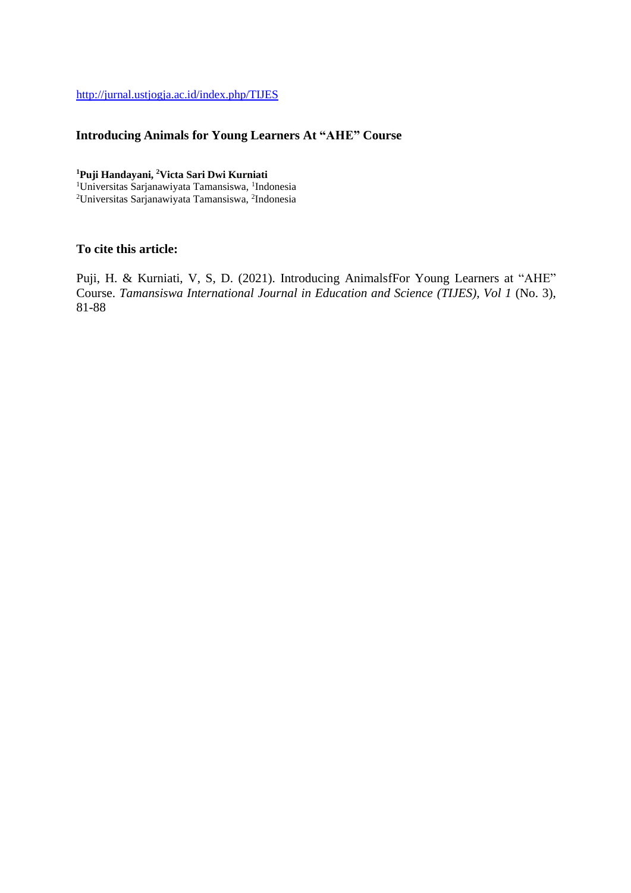http://jurnal.ustjogja.ac.id/index.php/TIJES

# Introducing Animals for Young Learners At "AHE" Course

**[1]Puji Handayani, [2]Victa Sari Dwi Kurniati**

[1]Universitas Sarjanawiyata Tamansiswa, [1]Indonesia
[2]Universitas Sarjanawiyata Tamansiswa, [2]Indonesia

## To cite this article:

Puji, H. & Kurniati, V, S, D. (2021). Introducing AnimalsfFor Young Learners at "AHE" Course. *Tamansiswa International Journal in Education and Science (TIJES), Vol 1* (No. 3), 81-88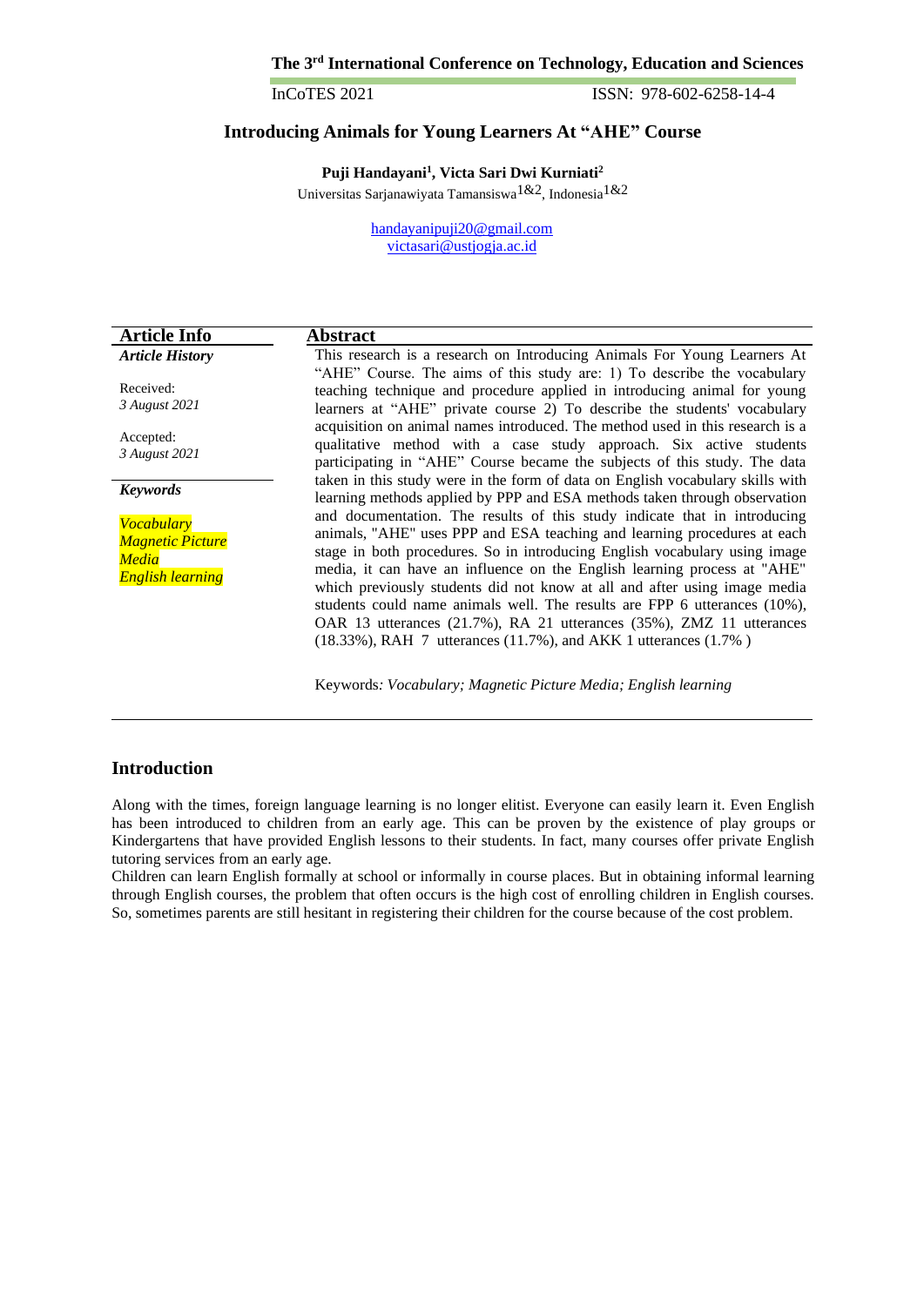# Introducing Animals for Young Learners At "AHE" Course

**Puji Handayani[1], Victa Sari Dwi Kurniati[2]**

Universitas Sarjanawiyata Tamansiswa[1&2], Indonesia[1&2]

handayanipuji20@gmail.com
victasari@ustjogja.ac.id

| Article Info | Abstract |
|---|---|
| ***Article History*** | This research is a research on Introducing Animals For Young Learners At "AHE" Course. The aims of this study are: 1) To describe the vocabulary teaching technique and procedure applied in introducing animal for young learners at "AHE" private course 2) To describe the students' vocabulary acquisition on animal names introduced. The method used in this research is a qualitative method with a case study approach. Six active students participating in "AHE" Course became the subjects of this study. The data taken in this study were in the form of data on English vocabulary skills with learning methods applied by PPP and ESA methods taken through observation and documentation. The results of this study indicate that in introducing animals, "AHE" uses PPP and ESA teaching and learning procedures at each stage in both procedures. So in introducing English vocabulary using image media, it can have an influence on the English learning process at "AHE" which previously students did not know at all and after using image media students could name animals well. The results are FPP 6 utterances (10%), OAR 13 utterances (21.7%), RA 21 utterances (35%), ZMZ 11 utterances (18.33%), RAH 7 utterances (11.7%), and AKK 1 utterances (1.7% ) |
| Received: *3 August 2021* | |
| Accepted: *3 August 2021* | |
| ***Keywords*** | |
| *Vocabulary* *Magnetic Picture Media* *English learning* | |

Keywords*: Vocabulary; Magnetic Picture Media; English learning*

## Introduction

Along with the times, foreign language learning is no longer elitist. Everyone can easily learn it. Even English has been introduced to children from an early age. This can be proven by the existence of play groups or Kindergartens that have provided English lessons to their students. In fact, many courses offer private English tutoring services from an early age.

Children can learn English formally at school or informally in course places. But in obtaining informal learning through English courses, the problem that often occurs is the high cost of enrolling children in English courses. So, sometimes parents are still hesitant in registering their children for the course because of the cost problem.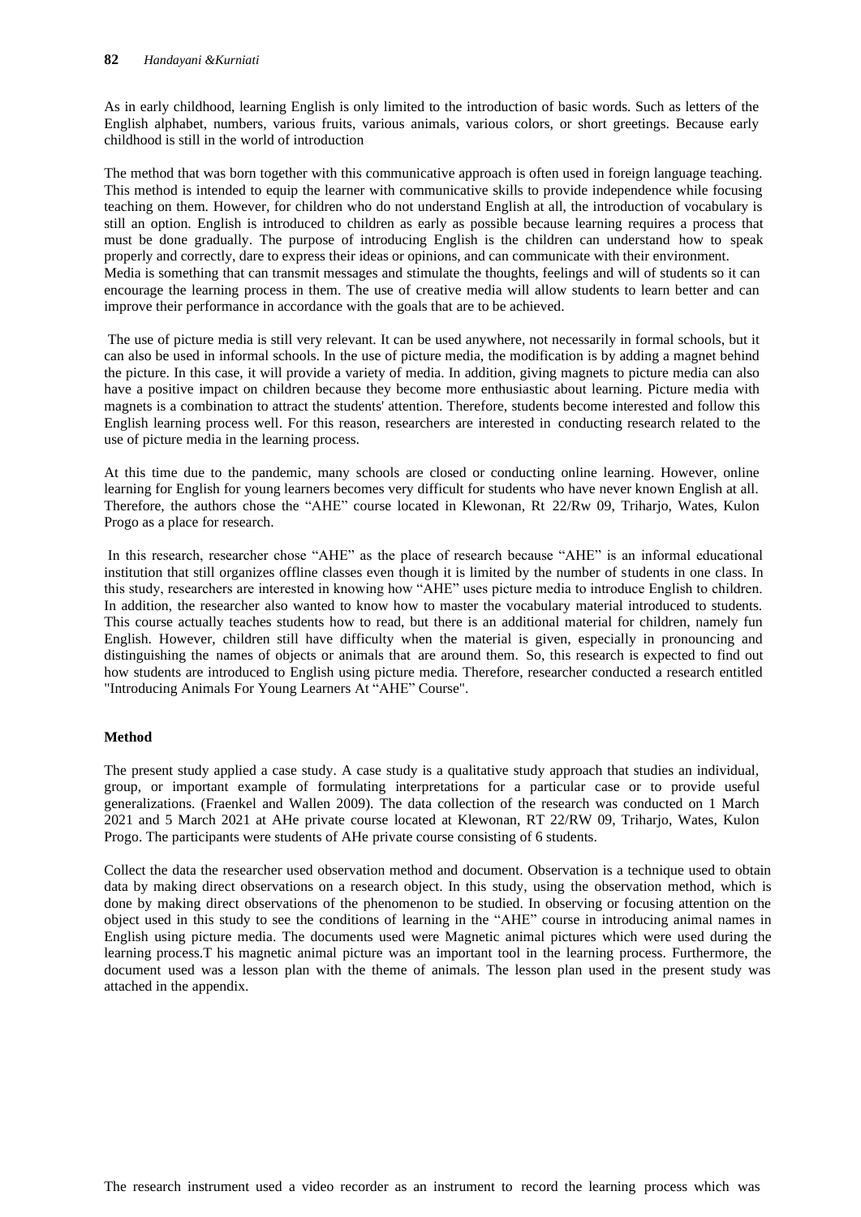As in early childhood, learning English is only limited to the introduction of basic words. Such as letters of the English alphabet, numbers, various fruits, various animals, various colors, or short greetings. Because early childhood is still in the world of introduction

The method that was born together with this communicative approach is often used in foreign language teaching. This method is intended to equip the learner with communicative skills to provide independence while focusing teaching on them. However, for children who do not understand English at all, the introduction of vocabulary is still an option. English is introduced to children as early as possible because learning requires a process that must be done gradually. The purpose of introducing English is the children can understand how to speak properly and correctly, dare to express their ideas or opinions, and can communicate with their environment. Media is something that can transmit messages and stimulate the thoughts, feelings and will of students so it can encourage the learning process in them. The use of creative media will allow students to learn better and can improve their performance in accordance with the goals that are to be achieved.

The use of picture media is still very relevant. It can be used anywhere, not necessarily in formal schools, but it can also be used in informal schools. In the use of picture media, the modification is by adding a magnet behind the picture. In this case, it will provide a variety of media. In addition, giving magnets to picture media can also have a positive impact on children because they become more enthusiastic about learning. Picture media with magnets is a combination to attract the students' attention. Therefore, students become interested and follow this English learning process well. For this reason, researchers are interested in conducting research related to the use of picture media in the learning process.

At this time due to the pandemic, many schools are closed or conducting online learning. However, online learning for English for young learners becomes very difficult for students who have never known English at all. Therefore, the authors chose the "AHE" course located in Klewonan, Rt 22/Rw 09, Triharjo, Wates, Kulon Progo as a place for research.

In this research, researcher chose "AHE" as the place of research because "AHE" is an informal educational institution that still organizes offline classes even though it is limited by the number of students in one class. In this study, researchers are interested in knowing how "AHE" uses picture media to introduce English to children. In addition, the researcher also wanted to know how to master the vocabulary material introduced to students. This course actually teaches students how to read, but there is an additional material for children, namely fun English. However, children still have difficulty when the material is given, especially in pronouncing and distinguishing the names of objects or animals that are around them. So, this research is expected to find out how students are introduced to English using picture media. Therefore, researcher conducted a research entitled "Introducing Animals For Young Learners At "AHE" Course".

## Method

The present study applied a case study. A case study is a qualitative study approach that studies an individual, group, or important example of formulating interpretations for a particular case or to provide useful generalizations. (Fraenkel and Wallen 2009). The data collection of the research was conducted on 1 March 2021 and 5 March 2021 at AHe private course located at Klewonan, RT 22/RW 09, Triharjo, Wates, Kulon Progo. The participants were students of AHe private course consisting of 6 students.

Collect the data the researcher used observation method and document. Observation is a technique used to obtain data by making direct observations on a research object. In this study, using the observation method, which is done by making direct observations of the phenomenon to be studied. In observing or focusing attention on the object used in this study to see the conditions of learning in the "AHE" course in introducing animal names in English using picture media. The documents used were Magnetic animal pictures which were used during the learning process.T his magnetic animal picture was an important tool in the learning process. Furthermore, the document used was a lesson plan with the theme of animals. The lesson plan used in the present study was attached in the appendix.

The research instrument used a video recorder as an instrument to record the learning process which was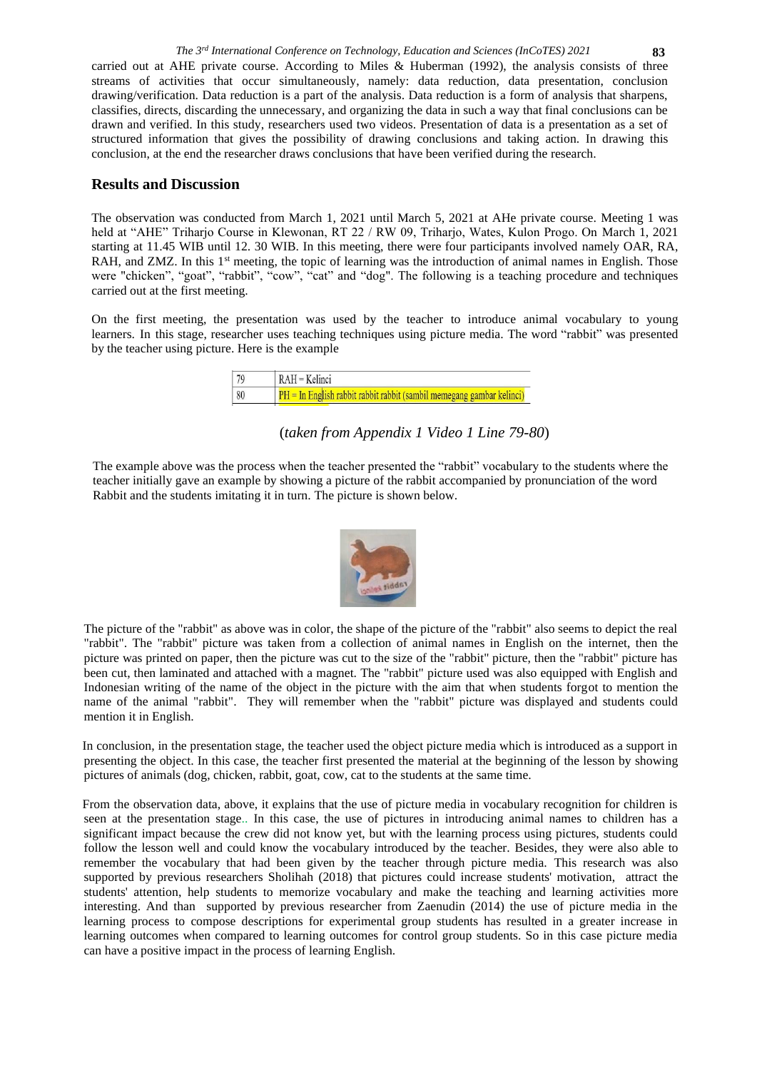carried out at AHE private course. According to Miles & Huberman (1992), the analysis consists of three streams of activities that occur simultaneously, namely: data reduction, data presentation, conclusion drawing/verification. Data reduction is a part of the analysis. Data reduction is a form of analysis that sharpens, classifies, directs, discarding the unnecessary, and organizing the data in such a way that final conclusions can be drawn and verified. In this study, researchers used two videos. Presentation of data is a presentation as a set of structured information that gives the possibility of drawing conclusions and taking action. In drawing this conclusion, at the end the researcher draws conclusions that have been verified during the research.

## Results and Discussion

The observation was conducted from March 1, 2021 until March 5, 2021 at AHe private course. Meeting 1 was held at "AHE" Triharjo Course in Klewonan, RT 22 / RW 09, Triharjo, Wates, Kulon Progo. On March 1, 2021 starting at 11.45 WIB until 12. 30 WIB. In this meeting, there were four participants involved namely OAR, RA, RAH, and ZMZ. In this 1st meeting, the topic of learning was the introduction of animal names in English. Those were "chicken", "goat", "rabbit", "cow", "cat" and "dog". The following is a teaching procedure and techniques carried out at the first meeting.

On the first meeting, the presentation was used by the teacher to introduce animal vocabulary to young learners. In this stage, researcher uses teaching techniques using picture media. The word "rabbit" was presented by the teacher using picture. Here is the example

| 79 | RAH = Kelinci |
|---|---|
| 80 | PH = In English rabbit rabbit rabbit (sambil memegang gambar kelinci) |

(*taken from Appendix 1 Video 1 Line 79-80*)

The example above was the process when the teacher presented the "rabbit" vocabulary to the students where the teacher initially gave an example by showing a picture of the rabbit accompanied by pronunciation of the word Rabbit and the students imitating it in turn. The picture is shown below.

The picture of the "rabbit" as above was in color, the shape of the picture of the "rabbit" also seems to depict the real "rabbit". The "rabbit" picture was taken from a collection of animal names in English on the internet, then the picture was printed on paper, then the picture was cut to the size of the "rabbit" picture, then the "rabbit" picture has been cut, then laminated and attached with a magnet. The "rabbit" picture used was also equipped with English and Indonesian writing of the name of the object in the picture with the aim that when students forgot to mention the name of the animal "rabbit". They will remember when the "rabbit" picture was displayed and students could mention it in English.

In conclusion, in the presentation stage, the teacher used the object picture media which is introduced as a support in presenting the object. In this case, the teacher first presented the material at the beginning of the lesson by showing pictures of animals (dog, chicken, rabbit, goat, cow, cat to the students at the same time.

From the observation data, above, it explains that the use of picture media in vocabulary recognition for children is seen at the presentation stage.. In this case, the use of pictures in introducing animal names to children has a significant impact because the crew did not know yet, but with the learning process using pictures, students could follow the lesson well and could know the vocabulary introduced by the teacher. Besides, they were also able to remember the vocabulary that had been given by the teacher through picture media. This research was also supported by previous researchers Sholihah (2018) that pictures could increase students' motivation, attract the students' attention, help students to memorize vocabulary and make the teaching and learning activities more interesting. And than supported by previous researcher from Zaenudin (2014) the use of picture media in the learning process to compose descriptions for experimental group students has resulted in a greater increase in learning outcomes when compared to learning outcomes for control group students. So in this case picture media can have a positive impact in the process of learning English.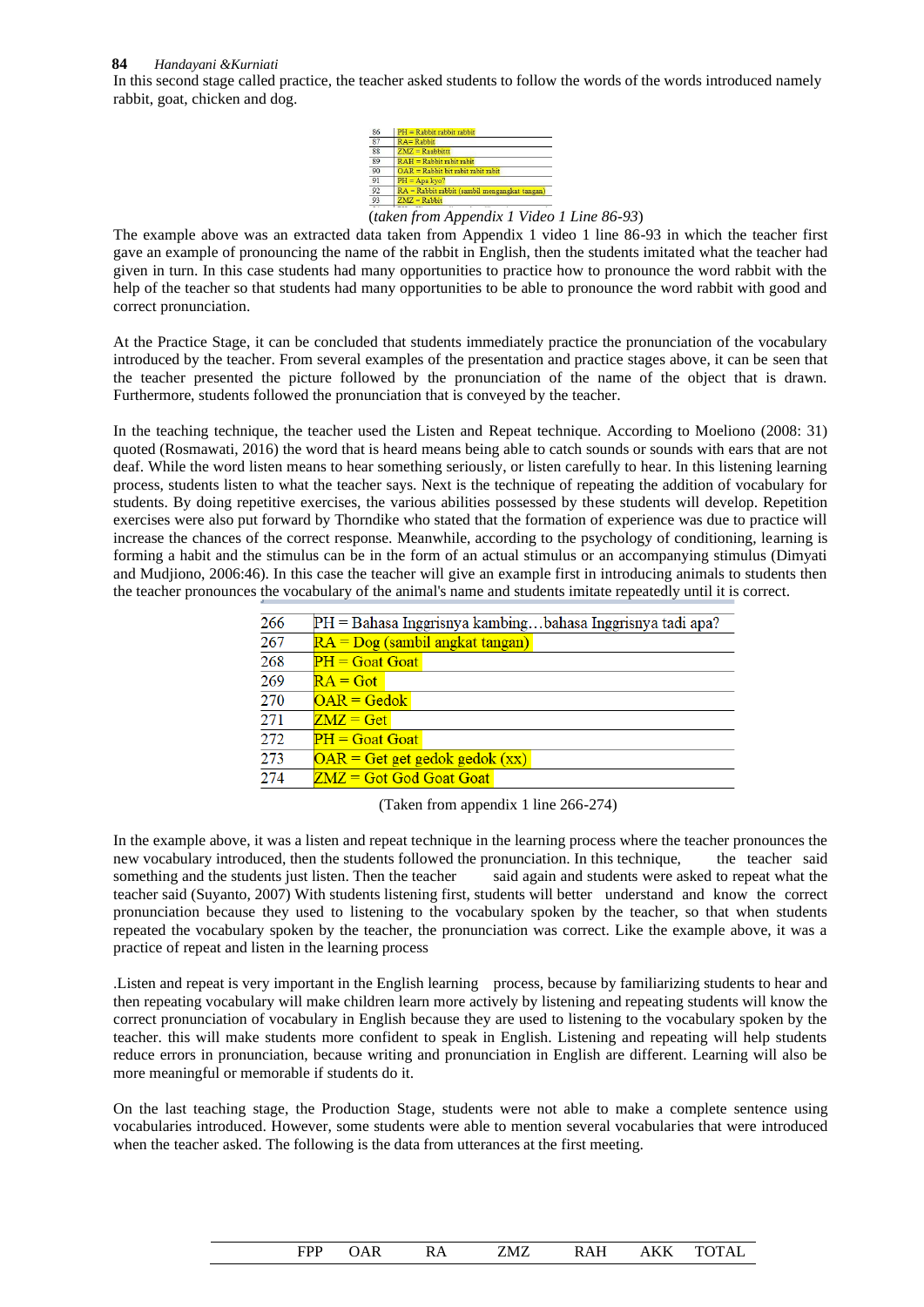In this second stage called practice, the teacher asked students to follow the words of the words introduced namely rabbit, goat, chicken and dog.

| | |
|---|---|
| 86 | PH = Rabbit rabbit rabbit |
| 87 | RA= Rabbit |
| 88 | ZMZ = Raabbittt |
| 89 | RAH = Rabbit rabit rabit |
| 90 | OAR = Rabbit bit rabit rabit rabit |
| 91 | PH = Apa kyo? |
| 92 | RA = Rabbit rabbit (sambil mengangkat tangan) |
| 93 | ZMZ = Rabbit |

(*taken from Appendix 1 Video 1 Line 86-93*)

The example above was an extracted data taken from Appendix 1 video 1 line 86-93 in which the teacher first gave an example of pronouncing the name of the rabbit in English, then the students imitated what the teacher had given in turn. In this case students had many opportunities to practice how to pronounce the word rabbit with the help of the teacher so that students had many opportunities to be able to pronounce the word rabbit with good and correct pronunciation.

At the Practice Stage, it can be concluded that students immediately practice the pronunciation of the vocabulary introduced by the teacher. From several examples of the presentation and practice stages above, it can be seen that the teacher presented the picture followed by the pronunciation of the name of the object that is drawn. Furthermore, students followed the pronunciation that is conveyed by the teacher.

In the teaching technique, the teacher used the Listen and Repeat technique. According to Moeliono (2008: 31) quoted (Rosmawati, 2016) the word that is heard means being able to catch sounds or sounds with ears that are not deaf. While the word listen means to hear something seriously, or listen carefully to hear. In this listening learning process, students listen to what the teacher says. Next is the technique of repeating the addition of vocabulary for students. By doing repetitive exercises, the various abilities possessed by these students will develop. Repetition exercises were also put forward by Thorndike who stated that the formation of experience was due to practice will increase the chances of the correct response. Meanwhile, according to the psychology of conditioning, learning is forming a habit and the stimulus can be in the form of an actual stimulus or an accompanying stimulus (Dimyati and Mudjiono, 2006:46). In this case the teacher will give an example first in introducing animals to students then the teacher pronounces the vocabulary of the animal's name and students imitate repeatedly until it is correct.

| | |
|---|---|
| 266 | PH = Bahasa Inggrisnya kambing…bahasa Inggrisnya tadi apa? |
| 267 | RA = Dog (sambil angkat tangan) |
| 268 | PH = Goat Goat |
| 269 | RA = Got |
| 270 | OAR = Gedok |
| 271 | ZMZ = Get |
| 272 | PH = Goat Goat |
| 273 | OAR = Get get gedok gedok (xx) |
| 274 | ZMZ = Got God Goat Goat |

(Taken from appendix 1 line 266-274)

In the example above, it was a listen and repeat technique in the learning process where the teacher pronounces the new vocabulary introduced, then the students followed the pronunciation. In this technique, the teacher said something and the students just listen. Then the teacher said again and students were asked to repeat what the teacher said (Suyanto, 2007) With students listening first, students will better understand and know the correct pronunciation because they used to listening to the vocabulary spoken by the teacher, so that when students repeated the vocabulary spoken by the teacher, the pronunciation was correct. Like the example above, it was a practice of repeat and listen in the learning process

.Listen and repeat is very important in the English learning process, because by familiarizing students to hear and then repeating vocabulary will make children learn more actively by listening and repeating students will know the correct pronunciation of vocabulary in English because they are used to listening to the vocabulary spoken by the teacher. this will make students more confident to speak in English. Listening and repeating will help students reduce errors in pronunciation, because writing and pronunciation in English are different. Learning will also be more meaningful or memorable if students do it.

On the last teaching stage, the Production Stage, students were not able to make a complete sentence using vocabularies introduced. However, some students were able to mention several vocabularies that were introduced when the teacher asked. The following is the data from utterances at the first meeting.

| | FPP | OAR | RA | ZMZ | RAH | AKK | TOTAL |
|---|---|---|---|---|---|---|---|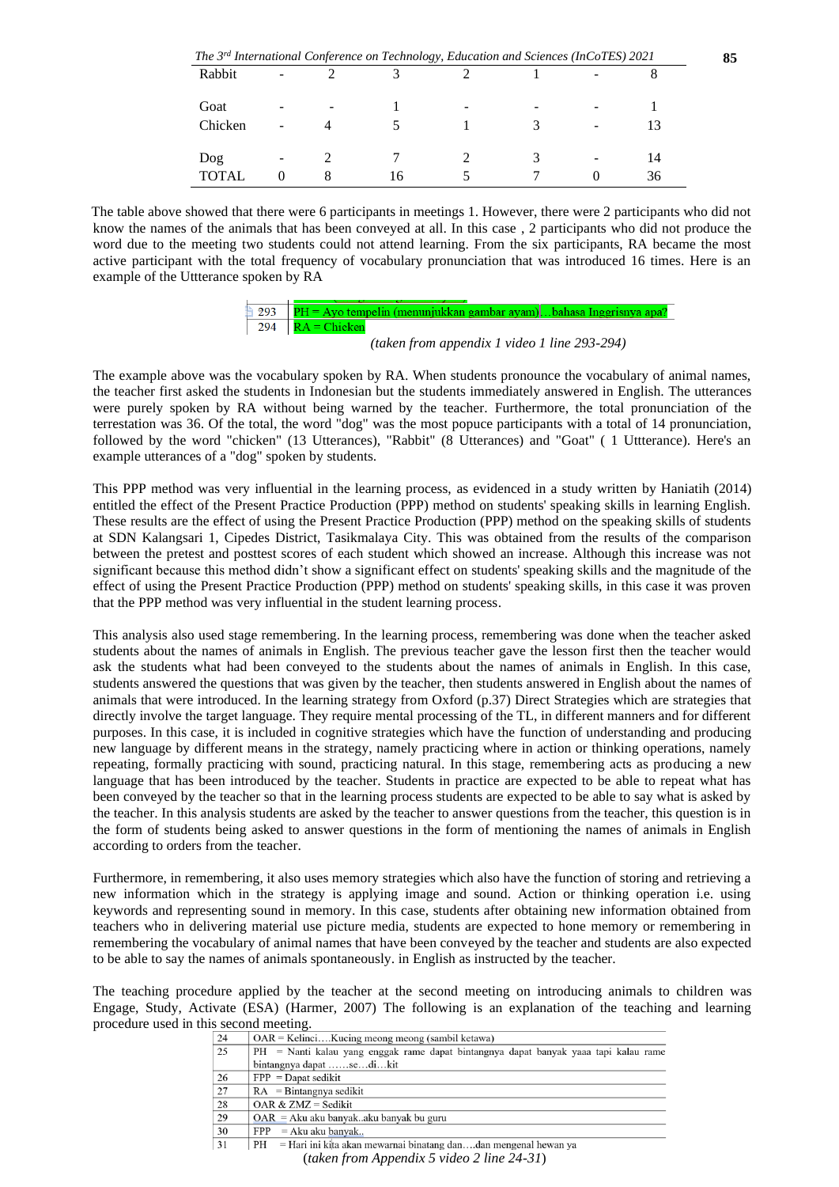| Rabbit | - | 2 | 3 | 2 | 1 | - | 8 |
|---|---|---|---|---|---|---|---|
| Goat | - | - | 1 | - | - | - | 1 |
| Chicken | - | 4 | 5 | 1 | 3 | - | 13 |
| Dog | - | 2 | 7 | 2 | 3 | - | 14 |
| TOTAL | 0 | 8 | 16 | 5 | 7 | 0 | 36 |

The table above showed that there were 6 participants in meetings 1. However, there were 2 participants who did not know the names of the animals that has been conveyed at all. In this case , 2 participants who did not produce the word due to the meeting two students could not attend learning. From the six participants, RA became the most active participant with the total frequency of vocabulary pronunciation that was introduced 16 times. Here is an example of the Uttterance spoken by RA

| 293 | PH = Ayo tempelin (menunjukkan gambar ayam)…bahasa Inggrisnya apa? |
|---|---|
| 294 | RA = Chicken |

*(taken from appendix 1 video 1 line 293-294)*

The example above was the vocabulary spoken by RA. When students pronounce the vocabulary of animal names, the teacher first asked the students in Indonesian but the students immediately answered in English. The utterances were purely spoken by RA without being warned by the teacher. Furthermore, the total pronunciation of the terrestation was 36. Of the total, the word "dog" was the most popuce participants with a total of 14 pronunciation, followed by the word "chicken" (13 Utterances), "Rabbit" (8 Utterances) and "Goat" ( 1 Uttterance). Here's an example utterances of a "dog" spoken by students.

This PPP method was very influential in the learning process, as evidenced in a study written by Haniatih (2014) entitled the effect of the Present Practice Production (PPP) method on students' speaking skills in learning English. These results are the effect of using the Present Practice Production (PPP) method on the speaking skills of students at SDN Kalangsari 1, Cipedes District, Tasikmalaya City. This was obtained from the results of the comparison between the pretest and posttest scores of each student which showed an increase. Although this increase was not significant because this method didn't show a significant effect on students' speaking skills and the magnitude of the effect of using the Present Practice Production (PPP) method on students' speaking skills, in this case it was proven that the PPP method was very influential in the student learning process.

This analysis also used stage remembering. In the learning process, remembering was done when the teacher asked students about the names of animals in English. The previous teacher gave the lesson first then the teacher would ask the students what had been conveyed to the students about the names of animals in English. In this case, students answered the questions that was given by the teacher, then students answered in English about the names of animals that were introduced. In the learning strategy from Oxford (p.37) Direct Strategies which are strategies that directly involve the target language. They require mental processing of the TL, in different manners and for different purposes. In this case, it is included in cognitive strategies which have the function of understanding and producing new language by different means in the strategy, namely practicing where in action or thinking operations, namely repeating, formally practicing with sound, practicing natural. In this stage, remembering acts as producing a new language that has been introduced by the teacher. Students in practice are expected to be able to repeat what has been conveyed by the teacher so that in the learning process students are expected to be able to say what is asked by the teacher. In this analysis students are asked by the teacher to answer questions from the teacher, this question is in the form of students being asked to answer questions in the form of mentioning the names of animals in English according to orders from the teacher.

Furthermore, in remembering, it also uses memory strategies which also have the function of storing and retrieving a new information which in the strategy is applying image and sound. Action or thinking operation i.e. using keywords and representing sound in memory. In this case, students after obtaining new information obtained from teachers who in delivering material use picture media, students are expected to hone memory or remembering in remembering the vocabulary of animal names that have been conveyed by the teacher and students are also expected to be able to say the names of animals spontaneously. in English as instructed by the teacher.

The teaching procedure applied by the teacher at the second meeting on introducing animals to children was Engage, Study, Activate (ESA) (Harmer, 2007) The following is an explanation of the teaching and learning procedure used in this second meeting.

| 24 | OAR = Kelinci….Kucing meong meong (sambil ketawa) |
|---|---|
| 25 | PH = Nanti kalau yang enggak rame dapat bintangnya dapat banyak yaaa tapi kalau rame bintangnya dapat ……se…di…kit |
| 26 | FPP = Dapat sedikit |
| 27 | RA = Bintangnya sedikit |
| 28 | OAR & ZMZ = Sedikit |
| 29 | OAR = Aku aku banyak..aku banyak bu guru |
| 30 | FPP = Aku aku banyak.. |
| 31 | PH = Hari ini kita akan mewarnai binatang dan….dan mengenal hewan ya |

(*taken from Appendix 5 video 2 line 24-31*)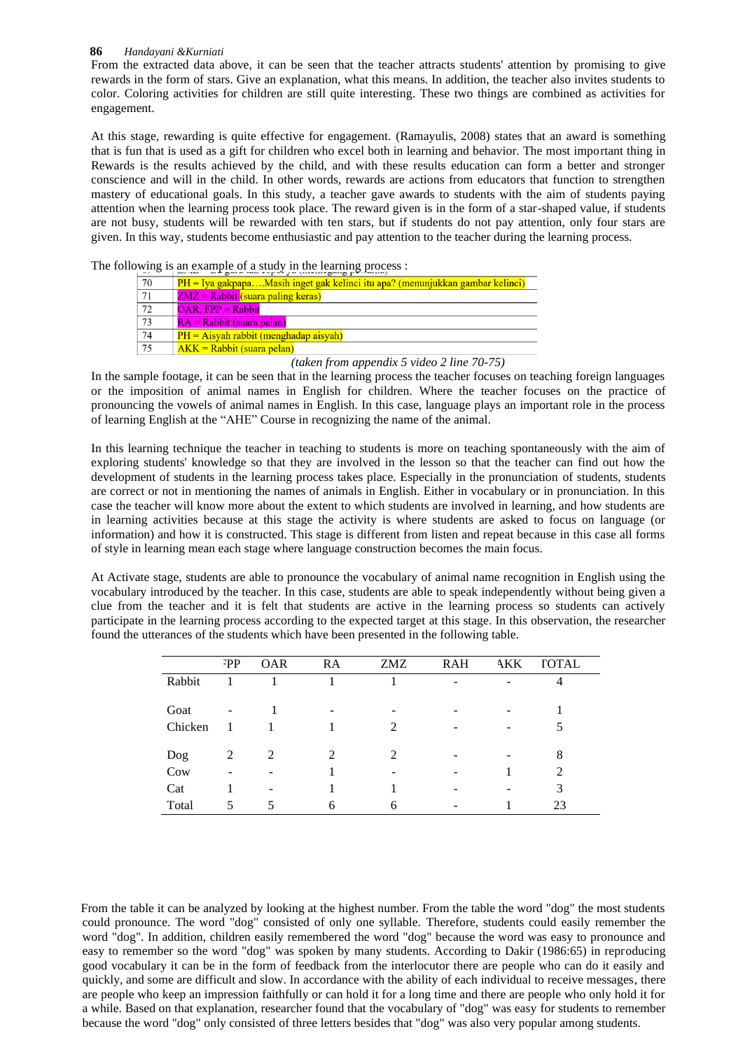From the extracted data above, it can be seen that the teacher attracts students' attention by promising to give rewards in the form of stars. Give an explanation, what this means. In addition, the teacher also invites students to color. Coloring activities for children are still quite interesting. These two things are combined as activities for engagement.

At this stage, rewarding is quite effective for engagement. (Ramayulis, 2008) states that an award is something that is fun that is used as a gift for children who excel both in learning and behavior. The most important thing in Rewards is the results achieved by the child, and with these results education can form a better and stronger conscience and will in the child. In other words, rewards are actions from educators that function to strengthen mastery of educational goals. In this study, a teacher gave awards to students with the aim of students paying attention when the learning process took place. The reward given is in the form of a star-shaped value, if students are not busy, students will be rewarded with ten stars, but if students do not pay attention, only four stars are given. In this way, students become enthusiastic and pay attention to the teacher during the learning process.

The following is an example of a study in the learning process :

| | |
|---|---|
| 70 | PH = Iya gakpapa….Masih inget gak kelinci itu apa? (menunjukkan gambar kelinci) |
| 71 | ZMZ = Rabbit (suara paling keras) |
| 72 | OAR, FPP = Rabbit |
| 73 | RA = Rabbit (suara pelan) |
| 74 | PH = Aisyah rabbit (menghadap aisyah) |
| 75 | AKK = Rabbit (suara pelan) |

*(taken from appendix 5 video 2 line 70-75)*

In the sample footage, it can be seen that in the learning process the teacher focuses on teaching foreign languages or the imposition of animal names in English for children. Where the teacher focuses on the practice of pronouncing the vowels of animal names in English. In this case, language plays an important role in the process of learning English at the "AHE" Course in recognizing the name of the animal.

In this learning technique the teacher in teaching to students is more on teaching spontaneously with the aim of exploring students' knowledge so that they are involved in the lesson so that the teacher can find out how the development of students in the learning process takes place. Especially in the pronunciation of students, students are correct or not in mentioning the names of animals in English. Either in vocabulary or in pronunciation. In this case the teacher will know more about the extent to which students are involved in learning, and how students are in learning activities because at this stage the activity is where students are asked to focus on language (or information) and how it is constructed. This stage is different from listen and repeat because in this case all forms of style in learning mean each stage where language construction becomes the main focus.

At Activate stage, students are able to pronounce the vocabulary of animal name recognition in English using the vocabulary introduced by the teacher. In this case, students are able to speak independently without being given a clue from the teacher and it is felt that students are active in the learning process so students can actively participate in the learning process according to the expected target at this stage. In this observation, the researcher found the utterances of the students which have been presented in the following table.

| | FPP | OAR | RA | ZMZ | RAH | AKK | TOTAL |
|---|---|---|---|---|---|---|---|
| Rabbit | 1 | 1 | 1 | 1 | - | - | 4 |
| Goat | - | 1 | - | - | - | - | 1 |
| Chicken | 1 | 1 | 1 | 2 | - | - | 5 |
| Dog | 2 | 2 | 2 | 2 | - | - | 8 |
| Cow | - | - | 1 | - | - | 1 | 2 |
| Cat | 1 | - | 1 | 1 | - | - | 3 |
| Total | 5 | 5 | 6 | 6 | - | 1 | 23 |

From the table it can be analyzed by looking at the highest number. From the table the word "dog" the most students could pronounce. The word "dog" consisted of only one syllable. Therefore, students could easily remember the word "dog". In addition, children easily remembered the word "dog" because the word was easy to pronounce and easy to remember so the word "dog" was spoken by many students. According to Dakir (1986:65) in reproducing good vocabulary it can be in the form of feedback from the interlocutor there are people who can do it easily and quickly, and some are difficult and slow. In accordance with the ability of each individual to receive messages, there are people who keep an impression faithfully or can hold it for a long time and there are people who only hold it for a while. Based on that explanation, researcher found that the vocabulary of "dog" was easy for students to remember because the word "dog" only consisted of three letters besides that "dog" was also very popular among students.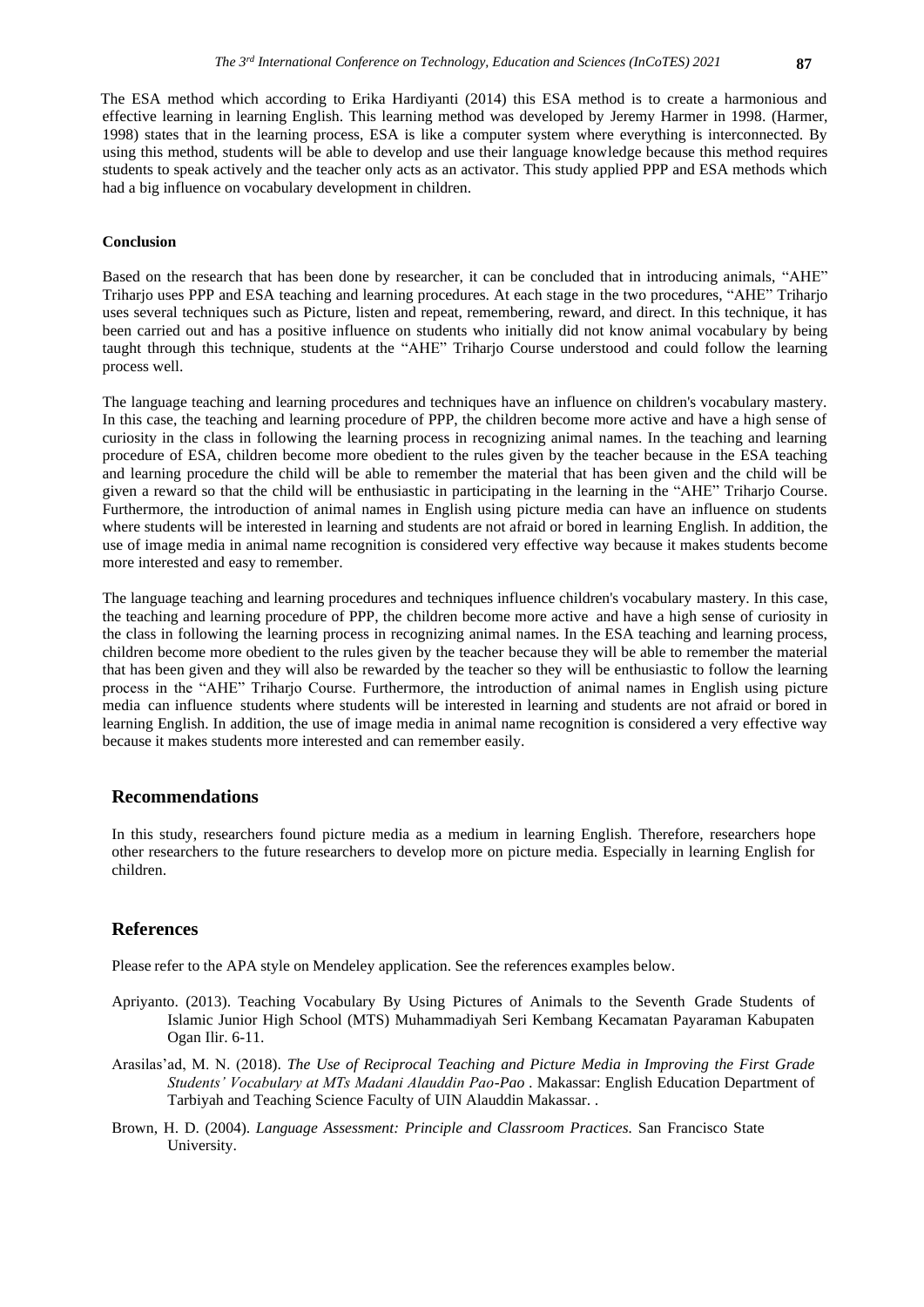The ESA method which according to Erika Hardiyanti (2014) this ESA method is to create a harmonious and effective learning in learning English. This learning method was developed by Jeremy Harmer in 1998. (Harmer, 1998) states that in the learning process, ESA is like a computer system where everything is interconnected. By using this method, students will be able to develop and use their language knowledge because this method requires students to speak actively and the teacher only acts as an activator. This study applied PPP and ESA methods which had a big influence on vocabulary development in children.

**Conclusion**

Based on the research that has been done by researcher, it can be concluded that in introducing animals, "AHE" Triharjo uses PPP and ESA teaching and learning procedures. At each stage in the two procedures, "AHE" Triharjo uses several techniques such as Picture, listen and repeat, remembering, reward, and direct. In this technique, it has been carried out and has a positive influence on students who initially did not know animal vocabulary by being taught through this technique, students at the "AHE" Triharjo Course understood and could follow the learning process well.

The language teaching and learning procedures and techniques have an influence on children's vocabulary mastery. In this case, the teaching and learning procedure of PPP, the children become more active and have a high sense of curiosity in the class in following the learning process in recognizing animal names. In the teaching and learning procedure of ESA, children become more obedient to the rules given by the teacher because in the ESA teaching and learning procedure the child will be able to remember the material that has been given and the child will be given a reward so that the child will be enthusiastic in participating in the learning in the "AHE" Triharjo Course. Furthermore, the introduction of animal names in English using picture media can have an influence on students where students will be interested in learning and students are not afraid or bored in learning English. In addition, the use of image media in animal name recognition is considered very effective way because it makes students become more interested and easy to remember.

The language teaching and learning procedures and techniques influence children's vocabulary mastery. In this case, the teaching and learning procedure of PPP, the children become more active and have a high sense of curiosity in the class in following the learning process in recognizing animal names. In the ESA teaching and learning process, children become more obedient to the rules given by the teacher because they will be able to remember the material that has been given and they will also be rewarded by the teacher so they will be enthusiastic to follow the learning process in the "AHE" Triharjo Course. Furthermore, the introduction of animal names in English using picture media can influence students where students will be interested in learning and students are not afraid or bored in learning English. In addition, the use of image media in animal name recognition is considered a very effective way because it makes students more interested and can remember easily.

## Recommendations

In this study, researchers found picture media as a medium in learning English. Therefore, researchers hope other researchers to the future researchers to develop more on picture media. Especially in learning English for children.

## References

Please refer to the APA style on Mendeley application. See the references examples below.

Apriyanto. (2013). Teaching Vocabulary By Using Pictures of Animals to the Seventh Grade Students of Islamic Junior High School (MTS) Muhammadiyah Seri Kembang Kecamatan Payaraman Kabupaten Ogan Ilir. 6-11.

Arasilas'ad, M. N. (2018). *The Use of Reciprocal Teaching and Picture Media in Improving the First Grade Students' Vocabulary at MTs Madani Alauddin Pao-Pao* . Makassar: English Education Department of Tarbiyah and Teaching Science Faculty of UIN Alauddin Makassar. .

Brown, H. D. (2004). *Language Assessment: Principle and Classroom Practices.* San Francisco State University.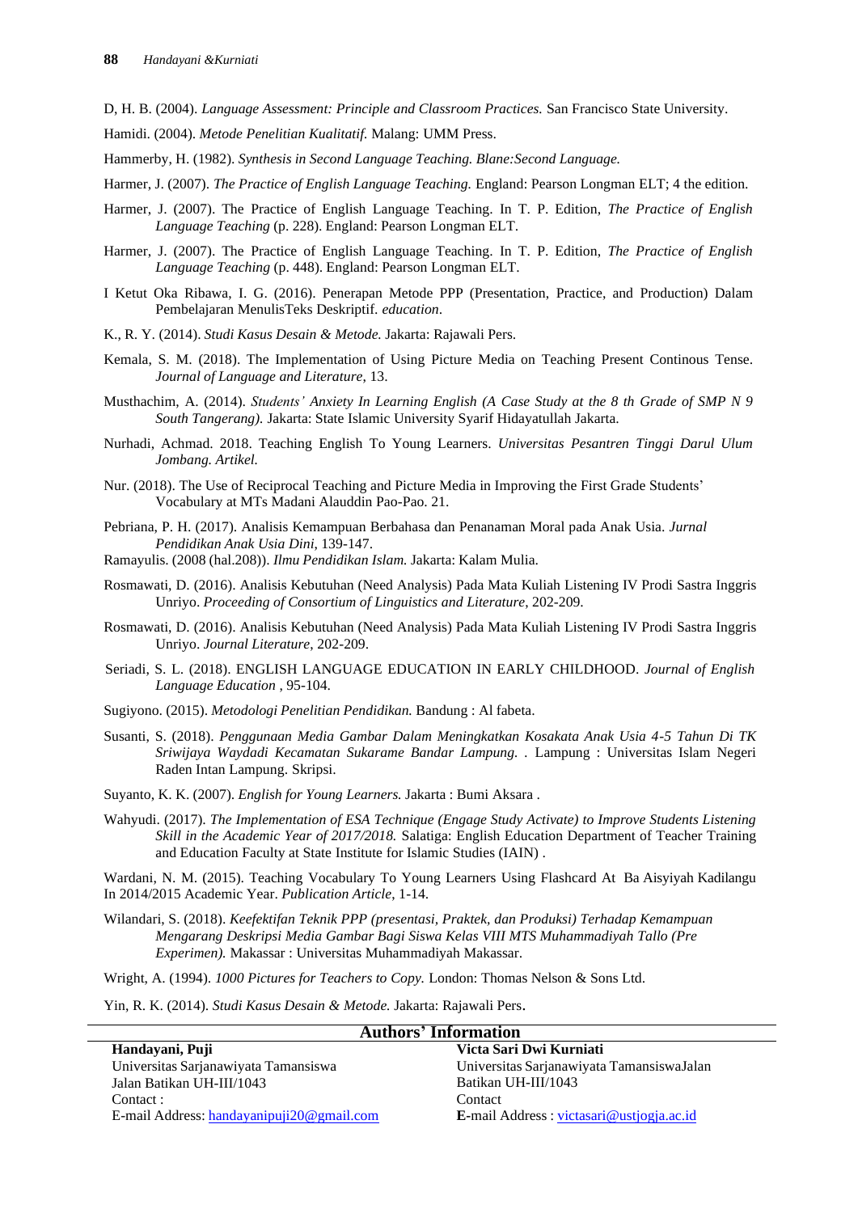D, H. B. (2004). *Language Assessment: Principle and Classroom Practices.* San Francisco State University.

Hamidi. (2004). *Metode Penelitian Kualitatif.* Malang: UMM Press.

Hammerby, H. (1982). *Synthesis in Second Language Teaching. Blane:Second Language.*

Harmer, J. (2007). *The Practice of English Language Teaching.* England: Pearson Longman ELT; 4 the edition.

Harmer, J. (2007). The Practice of English Language Teaching. In T. P. Edition, *The Practice of English Language Teaching* (p. 228). England: Pearson Longman ELT.

Harmer, J. (2007). The Practice of English Language Teaching. In T. P. Edition, *The Practice of English Language Teaching* (p. 448). England: Pearson Longman ELT.

I Ketut Oka Ribawa, I. G. (2016). Penerapan Metode PPP (Presentation, Practice, and Production) Dalam Pembelajaran MenulisTeks Deskriptif. *education*.

K., R. Y. (2014). *Studi Kasus Desain & Metode.* Jakarta: Rajawali Pers.

Kemala, S. M. (2018). The Implementation of Using Picture Media on Teaching Present Continous Tense. *Journal of Language and Literature*, 13.

Musthachim, A. (2014). *Students' Anxiety In Learning English (A Case Study at the 8 th Grade of SMP N 9 South Tangerang).* Jakarta: State Islamic University Syarif Hidayatullah Jakarta.

Nurhadi, Achmad. 2018. Teaching English To Young Learners. *Universitas Pesantren Tinggi Darul Ulum Jombang. Artikel.*

Nur. (2018). The Use of Reciprocal Teaching and Picture Media in Improving the First Grade Students' Vocabulary at MTs Madani Alauddin Pao-Pao. 21.

Pebriana, P. H. (2017). Analisis Kemampuan Berbahasa dan Penanaman Moral pada Anak Usia. *Jurnal Pendidikan Anak Usia Dini*, 139-147.

Ramayulis. (2008 (hal.208)). *Ilmu Pendidikan Islam.* Jakarta: Kalam Mulia.

Rosmawati, D. (2016). Analisis Kebutuhan (Need Analysis) Pada Mata Kuliah Listening IV Prodi Sastra Inggris Unriyo. *Proceeding of Consortium of Linguistics and Literature*, 202-209.

Rosmawati, D. (2016). Analisis Kebutuhan (Need Analysis) Pada Mata Kuliah Listening IV Prodi Sastra Inggris Unriyo. *Journal Literature*, 202-209.

Seriadi, S. L. (2018). ENGLISH LANGUAGE EDUCATION IN EARLY CHILDHOOD. *Journal of English Language Education* , 95-104.

Sugiyono. (2015). *Metodologi Penelitian Pendidikan.* Bandung : Al fabeta.

Susanti, S. (2018). *Penggunaan Media Gambar Dalam Meningkatkan Kosakata Anak Usia 4-5 Tahun Di TK Sriwijaya Waydadi Kecamatan Sukarame Bandar Lampung.* . Lampung : Universitas Islam Negeri Raden Intan Lampung. Skripsi.

Suyanto, K. K. (2007). *English for Young Learners.* Jakarta : Bumi Aksara .

Wahyudi. (2017). *The Implementation of ESA Technique (Engage Study Activate) to Improve Students Listening Skill in the Academic Year of 2017/2018.* Salatiga: English Education Department of Teacher Training and Education Faculty at State Institute for Islamic Studies (IAIN) .

Wardani, N. M. (2015). Teaching Vocabulary To Young Learners Using Flashcard At Ba Aisyiyah Kadilangu In 2014/2015 Academic Year. *Publication Article*, 1-14.

Wilandari, S. (2018). *Keefektifan Teknik PPP (presentasi, Praktek, dan Produksi) Terhadap Kemampuan Mengarang Deskripsi Media Gambar Bagi Siswa Kelas VIII MTS Muhammadiyah Tallo (Pre Experimen).* Makassar : Universitas Muhammadiyah Makassar.

Wright, A. (1994). *1000 Pictures for Teachers to Copy.* London: Thomas Nelson & Sons Ltd.

Yin, R. K. (2014). *Studi Kasus Desain & Metode.* Jakarta: Rajawali Pers.

## Authors' Information

**Handayani, Puji**
Universitas Sarjanawiyata Tamansiswa
Jalan Batikan UH-III/1043
Contact :
E-mail Address: handayanipuji20@gmail.com

**Victa Sari Dwi Kurniati**
Universitas Sarjanawiyata TamansiswaJalan Batikan UH-III/1043
Contact
**E**-mail Address : victasari@ustjogja.ac.id